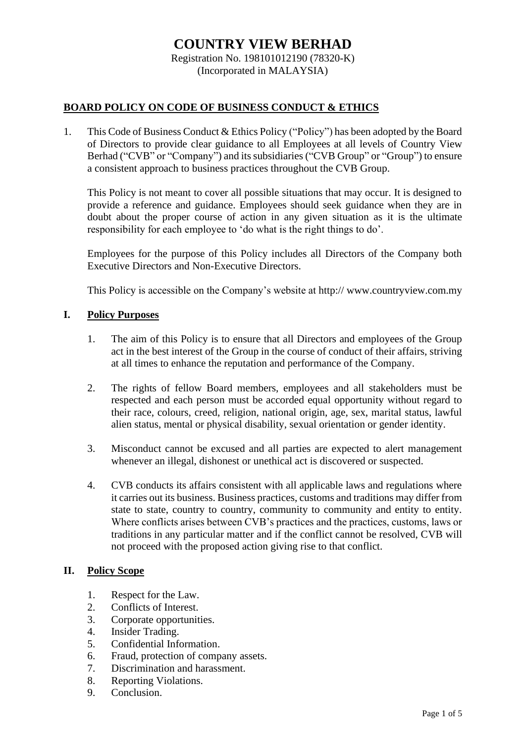# COUNTRY VIEW BERHAD

Registration No. 198101012190 (78320-K)
(Incorporated in MALAYSIA)

## BOARD POLICY ON CODE OF BUSINESS CONDUCT & ETHICS

1. This Code of Business Conduct & Ethics Policy ("Policy") has been adopted by the Board of Directors to provide clear guidance to all Employees at all levels of Country View Berhad ("CVB" or "Company") and its subsidiaries ("CVB Group" or "Group") to ensure a consistent approach to business practices throughout the CVB Group.

   This Policy is not meant to cover all possible situations that may occur. It is designed to provide a reference and guidance. Employees should seek guidance when they are in doubt about the proper course of action in any given situation as it is the ultimate responsibility for each employee to 'do what is the right things to do'.

   Employees for the purpose of this Policy includes all Directors of the Company both Executive Directors and Non-Executive Directors.

   This Policy is accessible on the Company's website at http:// www.countryview.com.my

### I. Policy Purposes

1. The aim of this Policy is to ensure that all Directors and employees of the Group act in the best interest of the Group in the course of conduct of their affairs, striving at all times to enhance the reputation and performance of the Company.

2. The rights of fellow Board members, employees and all stakeholders must be respected and each person must be accorded equal opportunity without regard to their race, colours, creed, religion, national origin, age, sex, marital status, lawful alien status, mental or physical disability, sexual orientation or gender identity.

3. Misconduct cannot be excused and all parties are expected to alert management whenever an illegal, dishonest or unethical act is discovered or suspected.

4. CVB conducts its affairs consistent with all applicable laws and regulations where it carries out its business. Business practices, customs and traditions may differ from state to state, country to country, community to community and entity to entity. Where conflicts arises between CVB's practices and the practices, customs, laws or traditions in any particular matter and if the conflict cannot be resolved, CVB will not proceed with the proposed action giving rise to that conflict.

### II. Policy Scope

1. Respect for the Law.
2. Conflicts of Interest.
3. Corporate opportunities.
4. Insider Trading.
5. Confidential Information.
6. Fraud, protection of company assets.
7. Discrimination and harassment.
8. Reporting Violations.
9. Conclusion.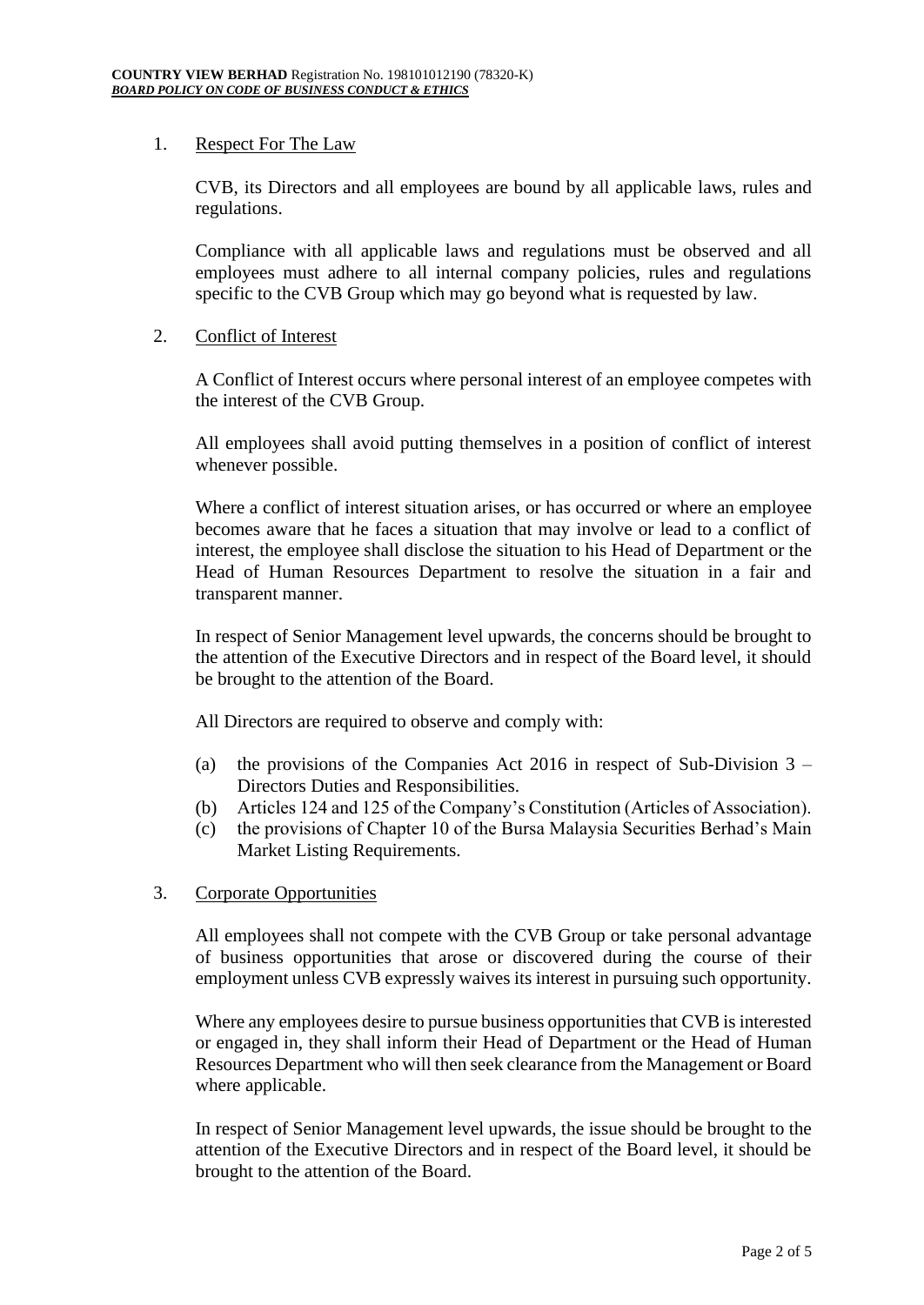1. Respect For The Law

CVB, its Directors and all employees are bound by all applicable laws, rules and regulations.

Compliance with all applicable laws and regulations must be observed and all employees must adhere to all internal company policies, rules and regulations specific to the CVB Group which may go beyond what is requested by law.

2. Conflict of Interest

A Conflict of Interest occurs where personal interest of an employee competes with the interest of the CVB Group.

All employees shall avoid putting themselves in a position of conflict of interest whenever possible.

Where a conflict of interest situation arises, or has occurred or where an employee becomes aware that he faces a situation that may involve or lead to a conflict of interest, the employee shall disclose the situation to his Head of Department or the Head of Human Resources Department to resolve the situation in a fair and transparent manner.

In respect of Senior Management level upwards, the concerns should be brought to the attention of the Executive Directors and in respect of the Board level, it should be brought to the attention of the Board.

All Directors are required to observe and comply with:

(a) the provisions of the Companies Act 2016 in respect of Sub-Division 3 – Directors Duties and Responsibilities.
(b) Articles 124 and 125 of the Company's Constitution (Articles of Association).
(c) the provisions of Chapter 10 of the Bursa Malaysia Securities Berhad's Main Market Listing Requirements.

3. Corporate Opportunities

All employees shall not compete with the CVB Group or take personal advantage of business opportunities that arose or discovered during the course of their employment unless CVB expressly waives its interest in pursuing such opportunity.

Where any employees desire to pursue business opportunities that CVB is interested or engaged in, they shall inform their Head of Department or the Head of Human Resources Department who will then seek clearance from the Management or Board where applicable.

In respect of Senior Management level upwards, the issue should be brought to the attention of the Executive Directors and in respect of the Board level, it should be brought to the attention of the Board.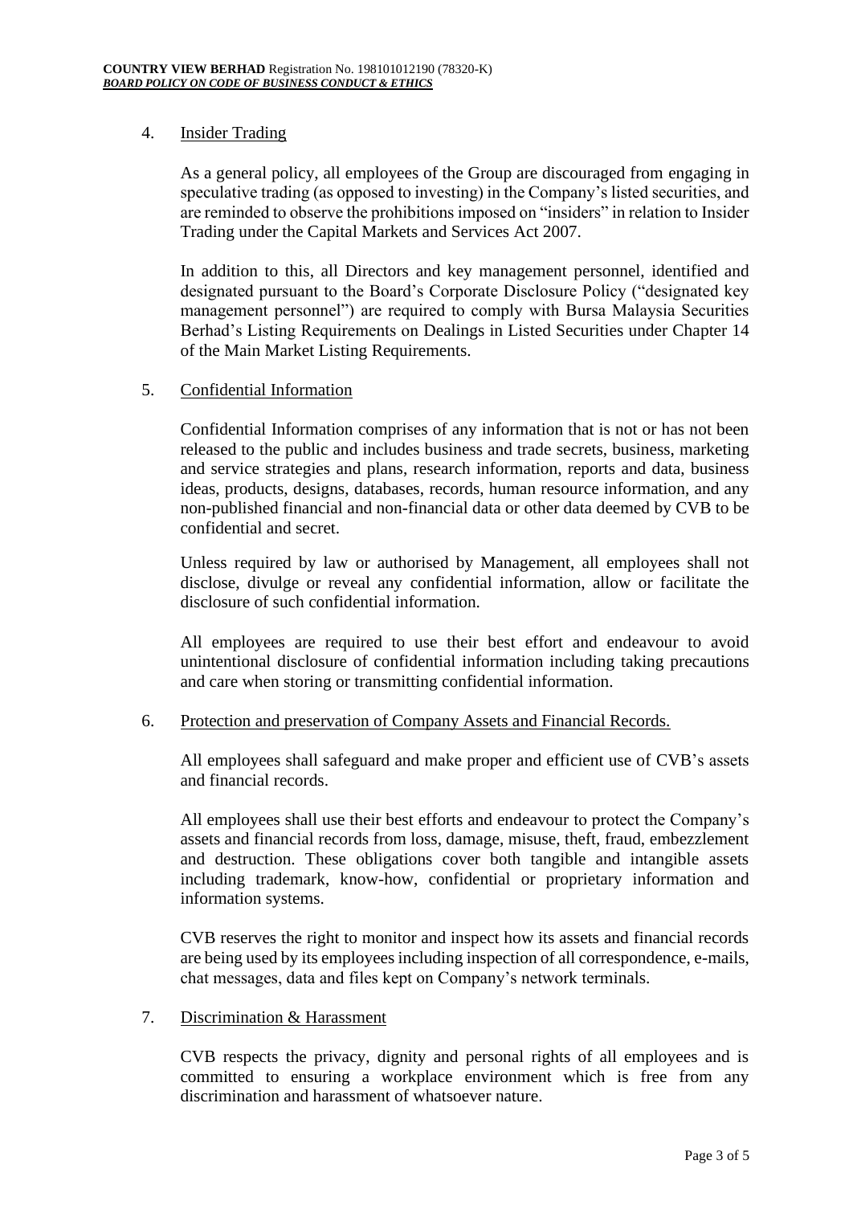4. Insider Trading

As a general policy, all employees of the Group are discouraged from engaging in speculative trading (as opposed to investing) in the Company's listed securities, and are reminded to observe the prohibitions imposed on "insiders" in relation to Insider Trading under the Capital Markets and Services Act 2007.

In addition to this, all Directors and key management personnel, identified and designated pursuant to the Board's Corporate Disclosure Policy ("designated key management personnel") are required to comply with Bursa Malaysia Securities Berhad's Listing Requirements on Dealings in Listed Securities under Chapter 14 of the Main Market Listing Requirements.

5. Confidential Information

Confidential Information comprises of any information that is not or has not been released to the public and includes business and trade secrets, business, marketing and service strategies and plans, research information, reports and data, business ideas, products, designs, databases, records, human resource information, and any non-published financial and non-financial data or other data deemed by CVB to be confidential and secret.

Unless required by law or authorised by Management, all employees shall not disclose, divulge or reveal any confidential information, allow or facilitate the disclosure of such confidential information.

All employees are required to use their best effort and endeavour to avoid unintentional disclosure of confidential information including taking precautions and care when storing or transmitting confidential information.

6. Protection and preservation of Company Assets and Financial Records.

All employees shall safeguard and make proper and efficient use of CVB's assets and financial records.

All employees shall use their best efforts and endeavour to protect the Company's assets and financial records from loss, damage, misuse, theft, fraud, embezzlement and destruction. These obligations cover both tangible and intangible assets including trademark, know-how, confidential or proprietary information and information systems.

CVB reserves the right to monitor and inspect how its assets and financial records are being used by its employees including inspection of all correspondence, e-mails, chat messages, data and files kept on Company's network terminals.

7. Discrimination & Harassment

CVB respects the privacy, dignity and personal rights of all employees and is committed to ensuring a workplace environment which is free from any discrimination and harassment of whatsoever nature.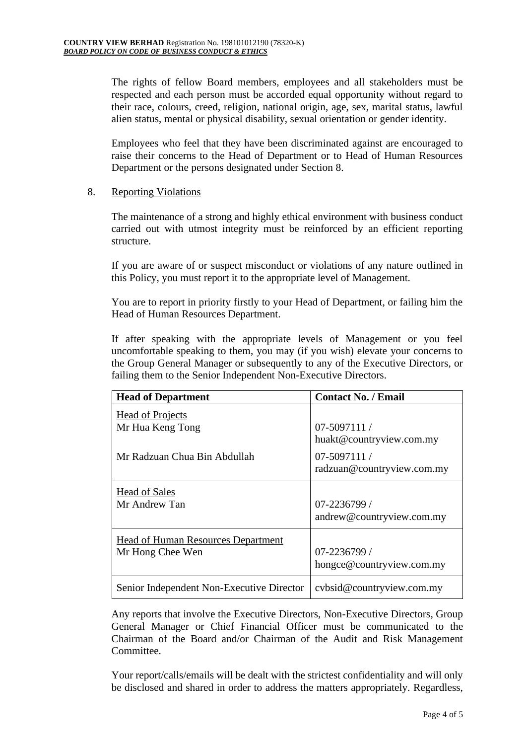The rights of fellow Board members, employees and all stakeholders must be respected and each person must be accorded equal opportunity without regard to their race, colours, creed, religion, national origin, age, sex, marital status, lawful alien status, mental or physical disability, sexual orientation or gender identity.

Employees who feel that they have been discriminated against are encouraged to raise their concerns to the Head of Department or to Head of Human Resources Department or the persons designated under Section 8.

8. Reporting Violations

The maintenance of a strong and highly ethical environment with business conduct carried out with utmost integrity must be reinforced by an efficient reporting structure.

If you are aware of or suspect misconduct or violations of any nature outlined in this Policy, you must report it to the appropriate level of Management.

You are to report in priority firstly to your Head of Department, or failing him the Head of Human Resources Department.

If after speaking with the appropriate levels of Management or you feel uncomfortable speaking to them, you may (if you wish) elevate your concerns to the Group General Manager or subsequently to any of the Executive Directors, or failing them to the Senior Independent Non-Executive Directors.

| **Head of Department** | **Contact No. / Email** |
|---|---|
| Head of Projects<br>Mr Hua Keng Tong | 07-5097111 / huakt@countryview.com.my |
| Mr Radzuan Chua Bin Abdullah | 07-5097111 / radzuan@countryview.com.my |
| Head of Sales<br>Mr Andrew Tan | 07-2236799 / andrew@countryview.com.my |
| Head of Human Resources Department<br>Mr Hong Chee Wen | 07-2236799 / hongce@countryview.com.my |
| Senior Independent Non-Executive Director | cvbsid@countryview.com.my |

Any reports that involve the Executive Directors, Non-Executive Directors, Group General Manager or Chief Financial Officer must be communicated to the Chairman of the Board and/or Chairman of the Audit and Risk Management Committee.

Your report/calls/emails will be dealt with the strictest confidentiality and will only be disclosed and shared in order to address the matters appropriately. Regardless,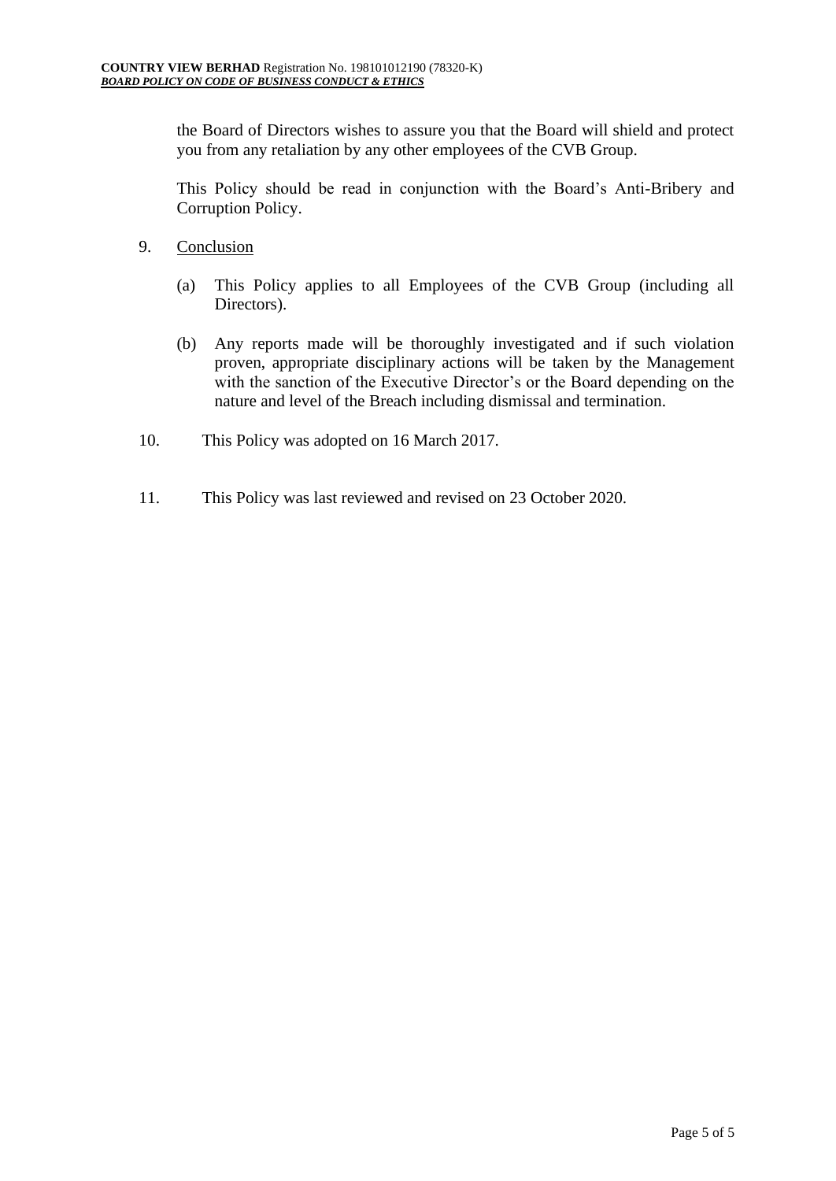the Board of Directors wishes to assure you that the Board will shield and protect you from any retaliation by any other employees of the CVB Group.

This Policy should be read in conjunction with the Board's Anti-Bribery and Corruption Policy.

9. Conclusion

    (a) This Policy applies to all Employees of the CVB Group (including all Directors).

    (b) Any reports made will be thoroughly investigated and if such violation proven, appropriate disciplinary actions will be taken by the Management with the sanction of the Executive Director's or the Board depending on the nature and level of the Breach including dismissal and termination.

10. This Policy was adopted on 16 March 2017.

11. This Policy was last reviewed and revised on 23 October 2020.